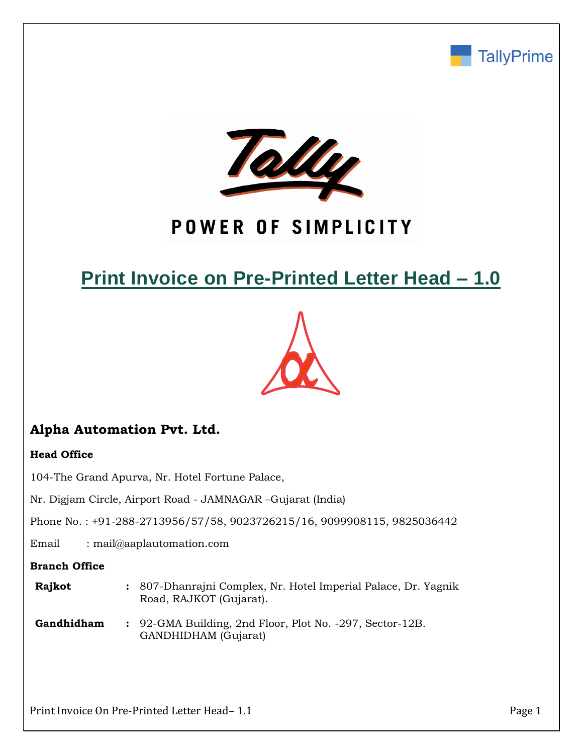# Print Invoice on Pre-Printed Letter Head – 1.0

## Alpha Automation Pvt. Ltd.

**Head Office**

104-The Grand Apurva, Nr. Hotel Fortune Palace,

Nr. Digjam Circle, Airport Road - JAMNAGAR –Gujarat (India)

Phone No. : +91-288-2713956/57/58, 9023726215/16, 9099908115, 9825036442

Email : mail@aaplautomation.com

**Branch Office**

**Rajkot** : 807-Dhanrajni Complex, Nr. Hotel Imperial Palace, Dr. Yagnik Road, RAJKOT (Gujarat).

**Gandhidham** : 92-GMA Building, 2nd Floor, Plot No. -297, Sector-12B. GANDHIDHAM (Gujarat)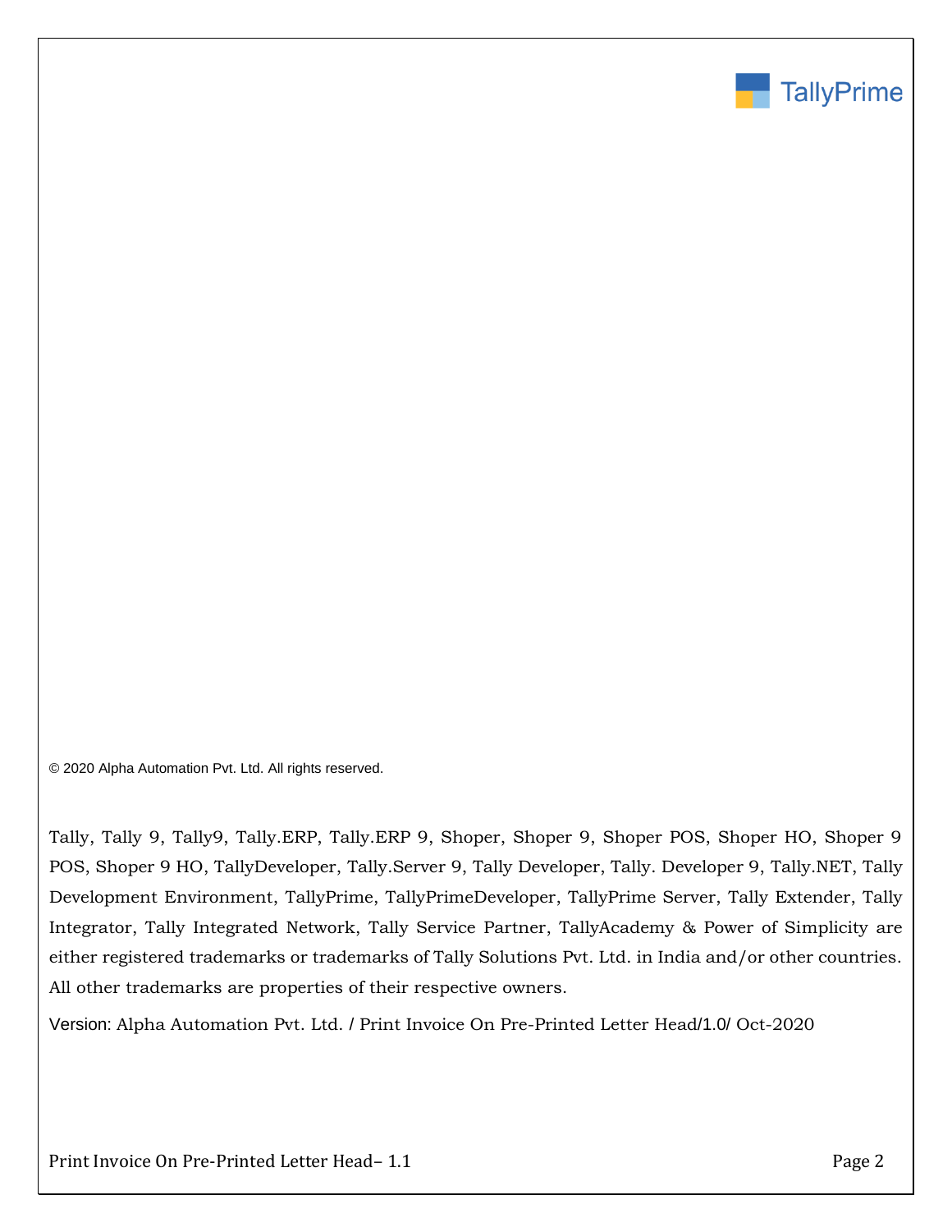© 2020 Alpha Automation Pvt. Ltd. All rights reserved.

Tally, Tally 9, Tally9, Tally.ERP, Tally.ERP 9, Shoper, Shoper 9, Shoper POS, Shoper HO, Shoper 9 POS, Shoper 9 HO, TallyDeveloper, Tally.Server 9, Tally Developer, Tally. Developer 9, Tally.NET, Tally Development Environment, TallyPrime, TallyPrimeDeveloper, TallyPrime Server, Tally Extender, Tally Integrator, Tally Integrated Network, Tally Service Partner, TallyAcademy & Power of Simplicity are either registered trademarks or trademarks of Tally Solutions Pvt. Ltd. in India and/or other countries. All other trademarks are properties of their respective owners.

Version: Alpha Automation Pvt. Ltd. / Print Invoice On Pre-Printed Letter Head/1.0/ Oct-2020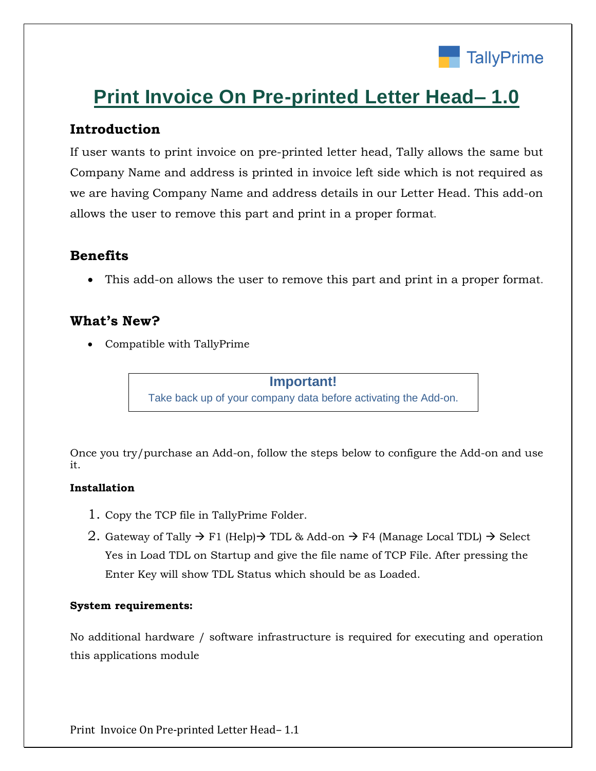TallyPrime

# Print Invoice On Pre-printed Letter Head– 1.0

## Introduction

If user wants to print invoice on pre-printed letter head, Tally allows the same but Company Name and address is printed in invoice left side which is not required as we are having Company Name and address details in our Letter Head. This add-on allows the user to remove this part and print in a proper format.

## Benefits

- This add-on allows the user to remove this part and print in a proper format.

## What's New?

- Compatible with TallyPrime

**Important!**
Take back up of your company data before activating the Add-on.

Once you try/purchase an Add-on, follow the steps below to configure the Add-on and use it.

**Installation**

1. Copy the TCP file in TallyPrime Folder.
2. Gateway of Tally → F1 (Help)→ TDL & Add-on → F4 (Manage Local TDL) → Select Yes in Load TDL on Startup and give the file name of TCP File. After pressing the Enter Key will show TDL Status which should be as Loaded.

**System requirements:**

No additional hardware / software infrastructure is required for executing and operation this applications module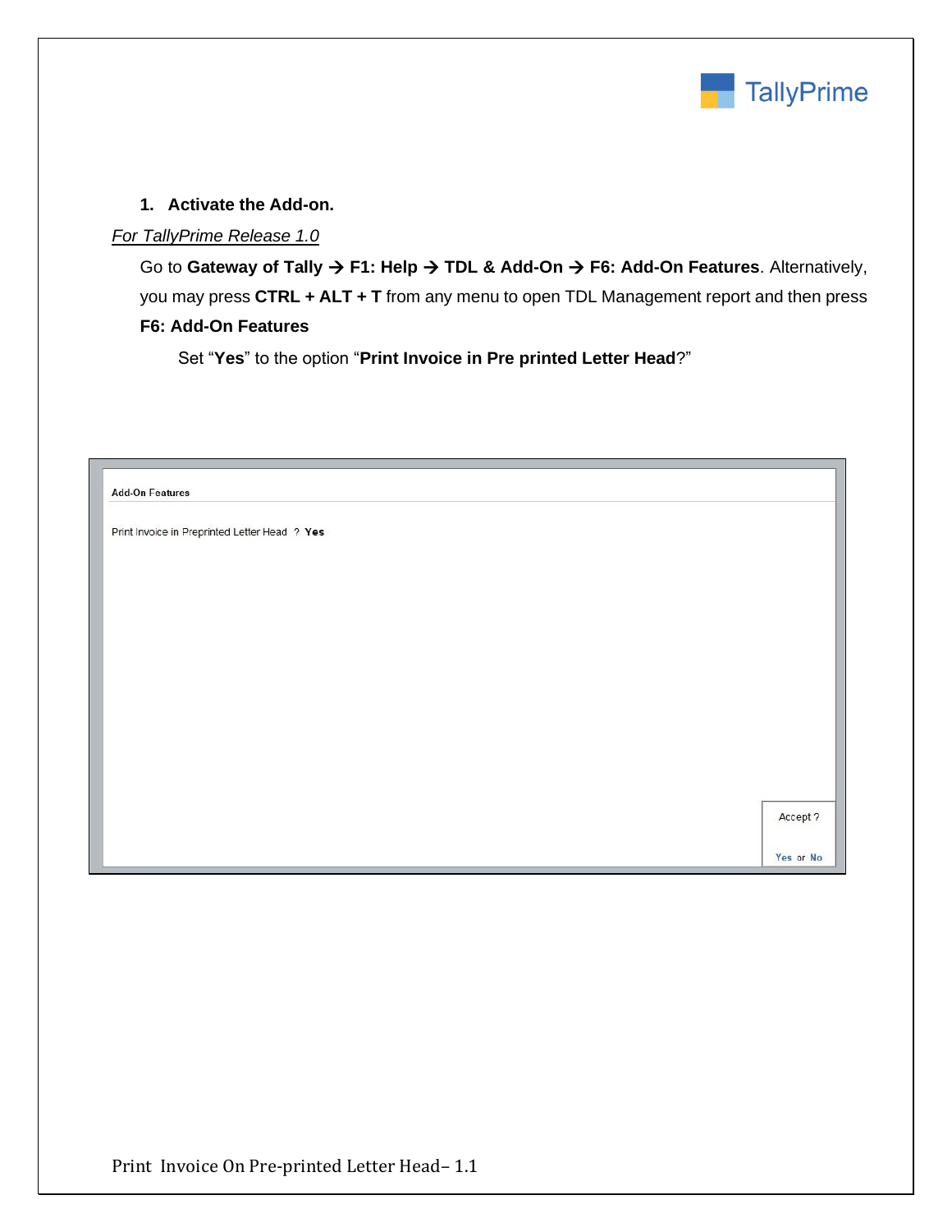1. **Activate the Add-on.**

*For TallyPrime Release 1.0*

Go to **Gateway of Tally → F1: Help → TDL & Add-On → F6: Add-On Features**. Alternatively, you may press **CTRL + ALT + T** from any menu to open TDL Management report and then press **F6: Add-On Features**

Set "**Yes**" to the option "**Print Invoice in Pre printed Letter Head**?"

**Add-On Features**

Print Invoice in Preprinted Letter Head ? **Yes**

Accept ?

Yes or No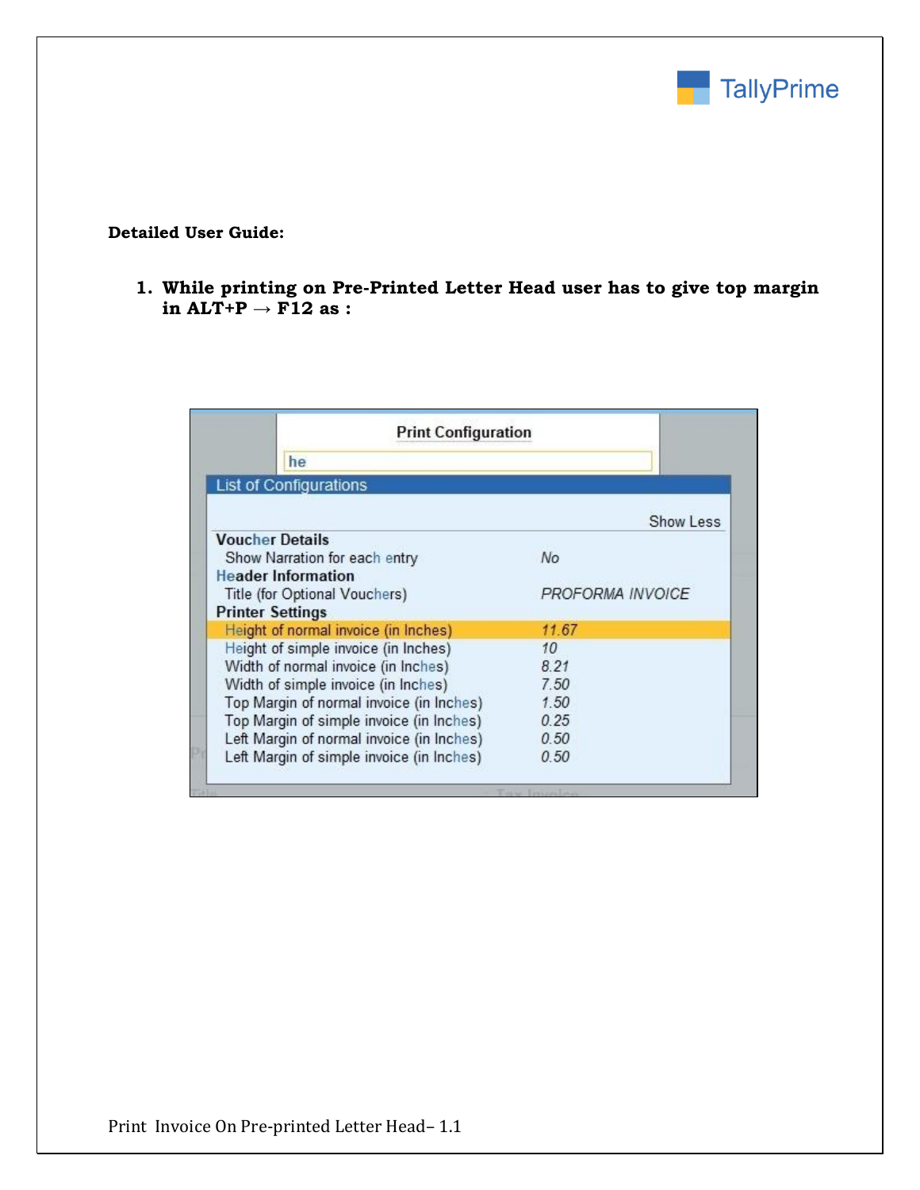**Detailed User Guide:**

1. **While printing on Pre-Printed Letter Head user has to give top margin in ALT+P → F12 as :**

**Print Configuration**

he

List of Configurations

Show Less

| Configuration | Value |
|---|---|
| **Voucher Details** | |
| Show Narration for each entry | *No* |
| **Header Information** | |
| Title (for Optional Vouchers) | *PROFORMA INVOICE* |
| **Printer Settings** | |
| Height of normal invoice (in Inches) | *11.67* |
| Height of simple invoice (in Inches) | *10* |
| Width of normal invoice (in Inches) | *8.21* |
| Width of simple invoice (in Inches) | *7.50* |
| Top Margin of normal invoice (in Inches) | *1.50* |
| Top Margin of simple invoice (in Inches) | *0.25* |
| Left Margin of normal invoice (in Inches) | *0.50* |
| Left Margin of simple invoice (in Inches) | *0.50* |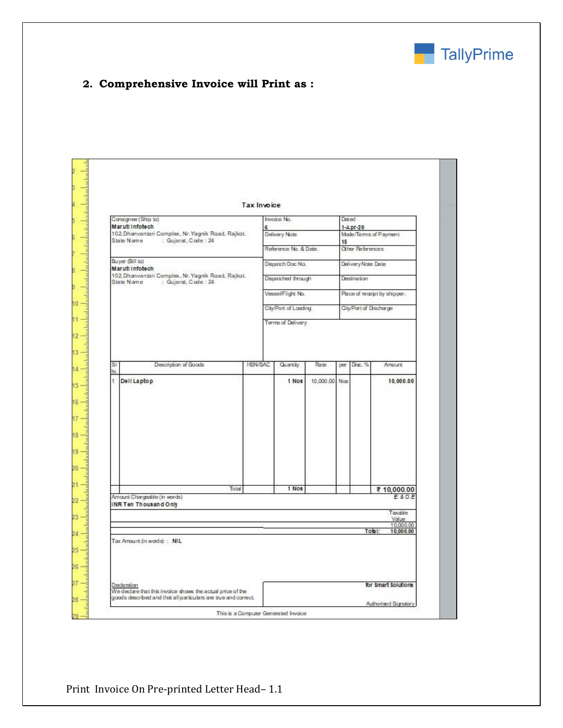## 2. Comprehensive Invoice will Print as :

### Tax Invoice

| Consignee (Ship to) | Invoice No. | Dated |
|---|---|---|
| **Maruti Infotech** 102,Dhanvantari Complex, Nr.Yagnik Road, Rajkot. State Name : Gujarat, Code : 24 | 6 | 1-Apr-20 |
| | Delivery Note | Mode/Terms of Payment 15 |
| | Reference No. & Date. | Other References |
| Buyer (Bill to) **Maruti Infotech** 102,Dhanvantari Complex, Nr.Yagnik Road, Rajkot. State Name : Gujarat, Code : 24 | Dispatch Doc No. | Delivery Note Date |
| | Dispatched through | Destination |
| | Vessel/Flight No. | Place of receipt by shipper: |
| | City/Port of Loading | City/Port of Discharge |
| | Terms of Delivery | |

| Sl No. | Description of Goods | HSN/SAC | Quantity | Rate | per | Disc. % | Amount |
|---|---|---|---|---|---|---|---|
| 1 | **Dell Laptop** | | **1 Nos** | 10,000.00 | Nos | | **10,000.00** |
| | Total | | **1 Nos** | | | | **₹ 10,000.00** |

Amount Chargeable (in words) — *E. & O.E*

**INR Ten Thousand Only**

| | Taxable Value |
|---|---|
| | 10,000.00 |
| **Total:** | **10,000.00** |

Tax Amount (in words) : **NIL**

Declaration
We declare that this invoice shows the actual price of the goods described and that all particulars are true and correct.

**for Smart Solutions**

Authorised Signatory

This is a Computer Generated Invoice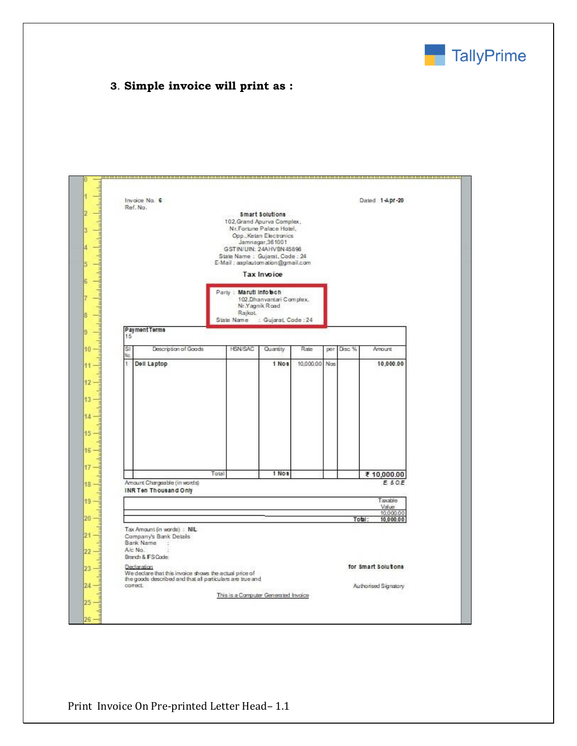**3. Simple invoice will print as :**

Invoice No. **6**
Ref. No.

Dated **1-Apr-20**

**Smart Solutions**
102,Grand Apurva Complex,
Nr.Fortune Palace Hotel,
Opp.,Ketan Electronics
Jamnagar,361001
GSTIN/UIN: 24AHVBN45896
State Name : Gujarat, Code : 24
E-Mail : asplautomation@gmail.com

**Tax Invoice**

Party : **Maruti Infotech**
102,Dhanvantari Complex,
Nr.Yagnik Road
Rajkot.
State Name : Gujarat, Code : 24

**Payment Terms**
15

| Sl No. | Description of Goods | HSN/SAC | Quantity | Rate | per | Disc. % | Amount |
|---|---|---|---|---|---|---|---|
| 1 | **Dell Laptop** | | **1 Nos** | 10,000.00 | Nos | | **10,000.00** |
| | Total | | **1 Nos** | | | | **₹ 10,000.00** |

Amount Chargeable (in words) *E & O.E*
**INR Ten Thousand Only**

| | Taxable Value |
|---|---|
| | 10,000.00 |
| **Total:** | **10,000.00** |

Tax Amount (in words) : **NIL**
Company's Bank Details
Bank Name :
A/c No. :
Branch & IFS Code:

Declaration
We declare that this invoice shows the actual price of the goods described and that all particulars are true and correct.

**for Smart Solutions**

Authorised Signatory

This is a Computer Generated Invoice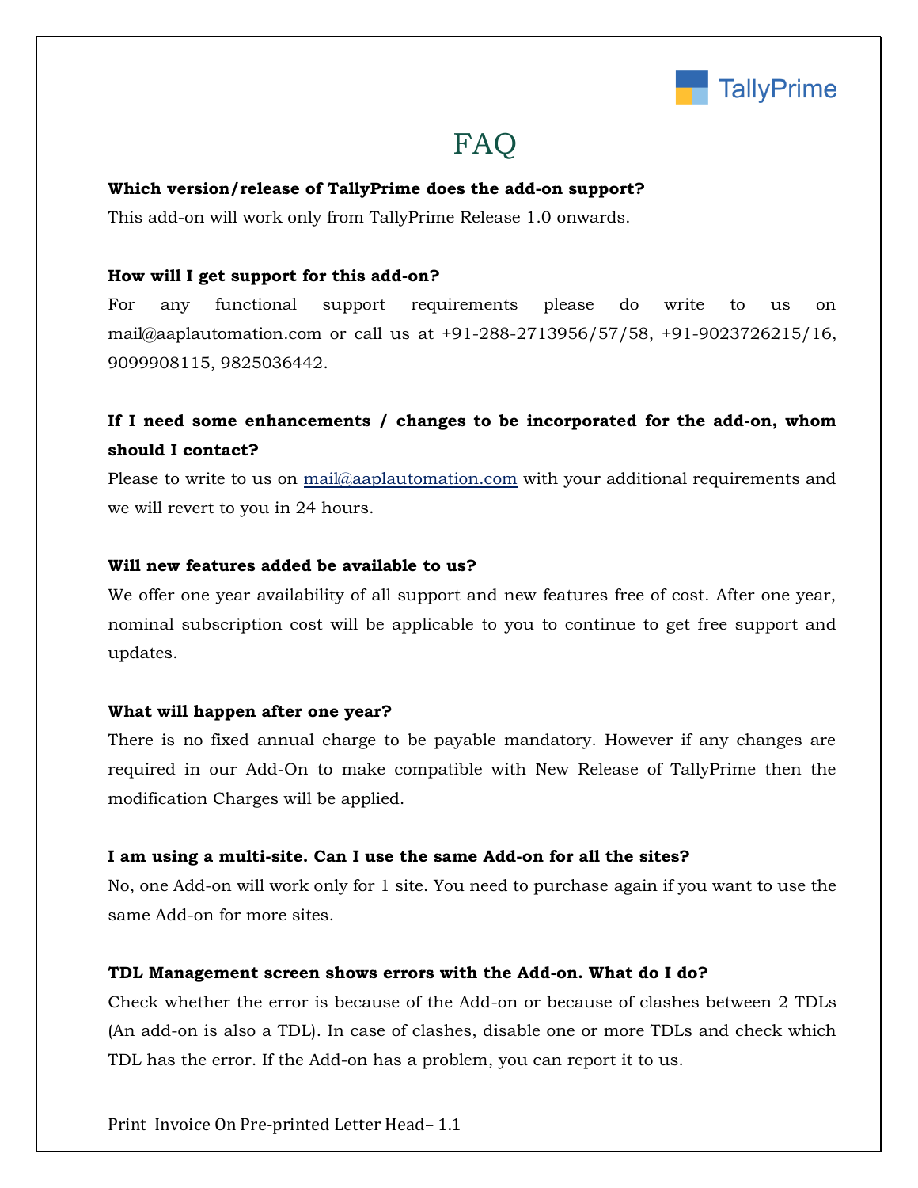# FAQ

**Which version/release of TallyPrime does the add-on support?**

This add-on will work only from TallyPrime Release 1.0 onwards.

**How will I get support for this add-on?**

For any functional support requirements please do write to us on mail@aaplautomation.com or call us at +91-288-2713956/57/58, +91-9023726215/16, 9099908115, 9825036442.

**If I need some enhancements / changes to be incorporated for the add-on, whom should I contact?**

Please to write to us on mail@aaplautomation.com with your additional requirements and we will revert to you in 24 hours.

**Will new features added be available to us?**

We offer one year availability of all support and new features free of cost. After one year, nominal subscription cost will be applicable to you to continue to get free support and updates.

**What will happen after one year?**

There is no fixed annual charge to be payable mandatory. However if any changes are required in our Add-On to make compatible with New Release of TallyPrime then the modification Charges will be applied.

**I am using a multi-site. Can I use the same Add-on for all the sites?**

No, one Add-on will work only for 1 site. You need to purchase again if you want to use the same Add-on for more sites.

**TDL Management screen shows errors with the Add-on. What do I do?**

Check whether the error is because of the Add-on or because of clashes between 2 TDLs (An add-on is also a TDL). In case of clashes, disable one or more TDLs and check which TDL has the error. If the Add-on has a problem, you can report it to us.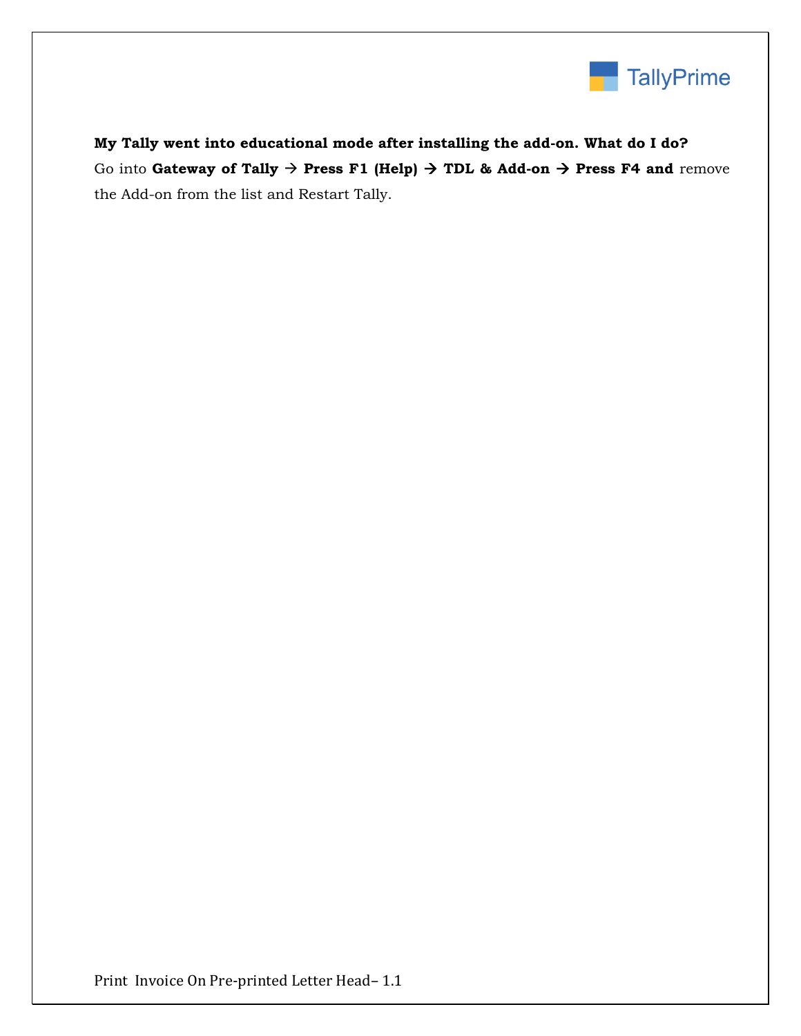**My Tally went into educational mode after installing the add-on. What do I do?**

Go into **Gateway of Tally → Press F1 (Help) → TDL & Add-on → Press F4 and** remove the Add-on from the list and Restart Tally.